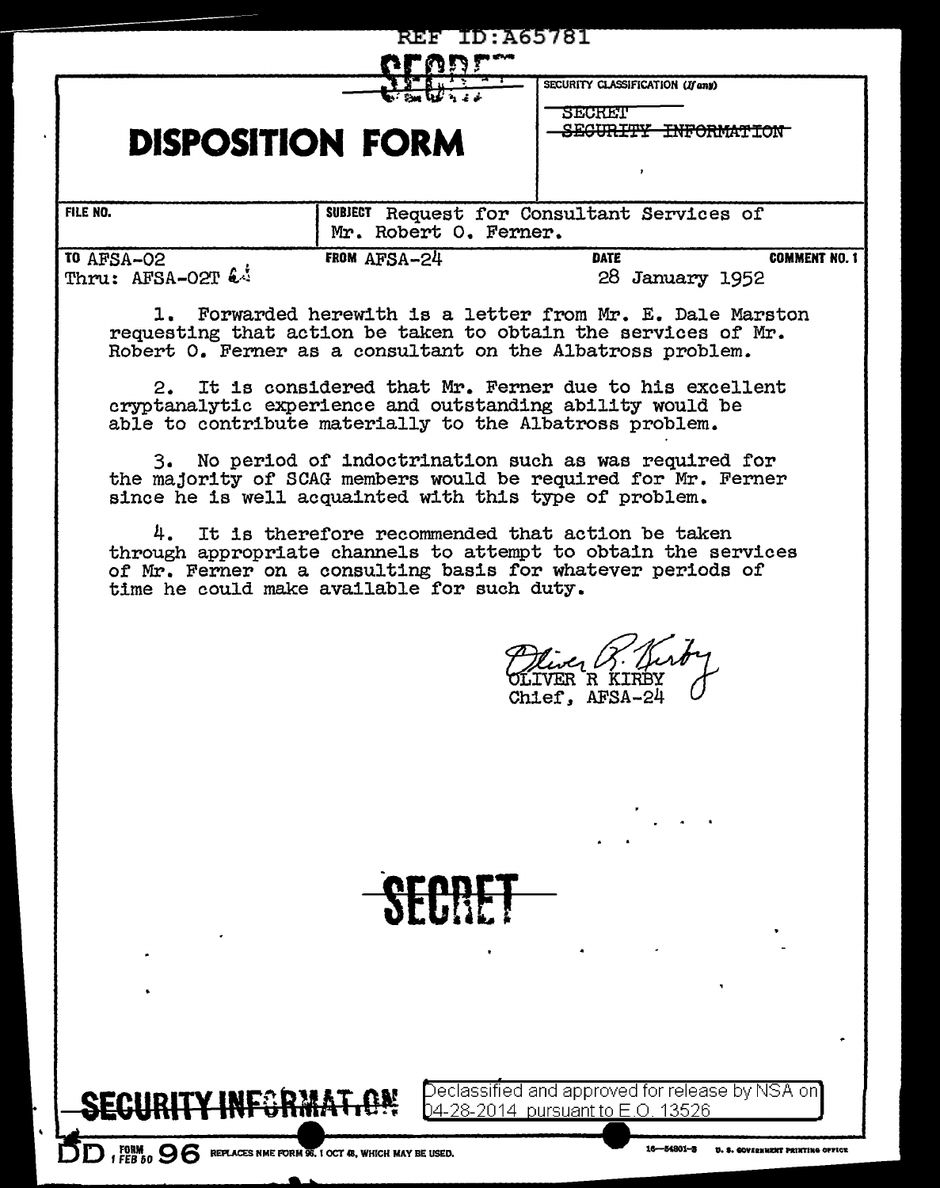REF ID:A65781

SECRET

# DISPOSITION FORM

SECURITY CLASSIFICATION (If any)

~~SECRET~~
~~SECURITY INFORMATION~~

| FILE NO. | SUBJECT Request for Consultant Services of Mr. Robert O. Ferner. | | |
|---|---|---|---|
| TO AFSA-02<br>Thru: AFSA-02T | FROM AFSA-24 | DATE<br>28 January 1952 | COMMENT NO. 1 |

1. Forwarded herewith is a letter from Mr. E. Dale Marston requesting that action be taken to obtain the services of Mr. Robert O. Ferner as a consultant on the Albatross problem.

2. It is considered that Mr. Ferner due to his excellent cryptanalytic experience and outstanding ability would be able to contribute materially to the Albatross problem.

3. No period of indoctrination such as was required for the majority of SCAG members would be required for Mr. Ferner since he is well acquainted with this type of problem.

4. It is therefore recommended that action be taken through appropriate channels to attempt to obtain the services of Mr. Ferner on a consulting basis for whatever periods of time he could make available for such duty.

Oliver R. Kirby
OLIVER R KIRBY
Chief, AFSA-24

~~SECRET~~

~~SECURITY INFORMATION~~

Declassified and approved for release by NSA on 04-28-2014 pursuant to E.O. 13526

DD FORM 1 FEB 50 96 REPLACES NME FORM 96, 1 OCT 48, WHICH MAY BE USED.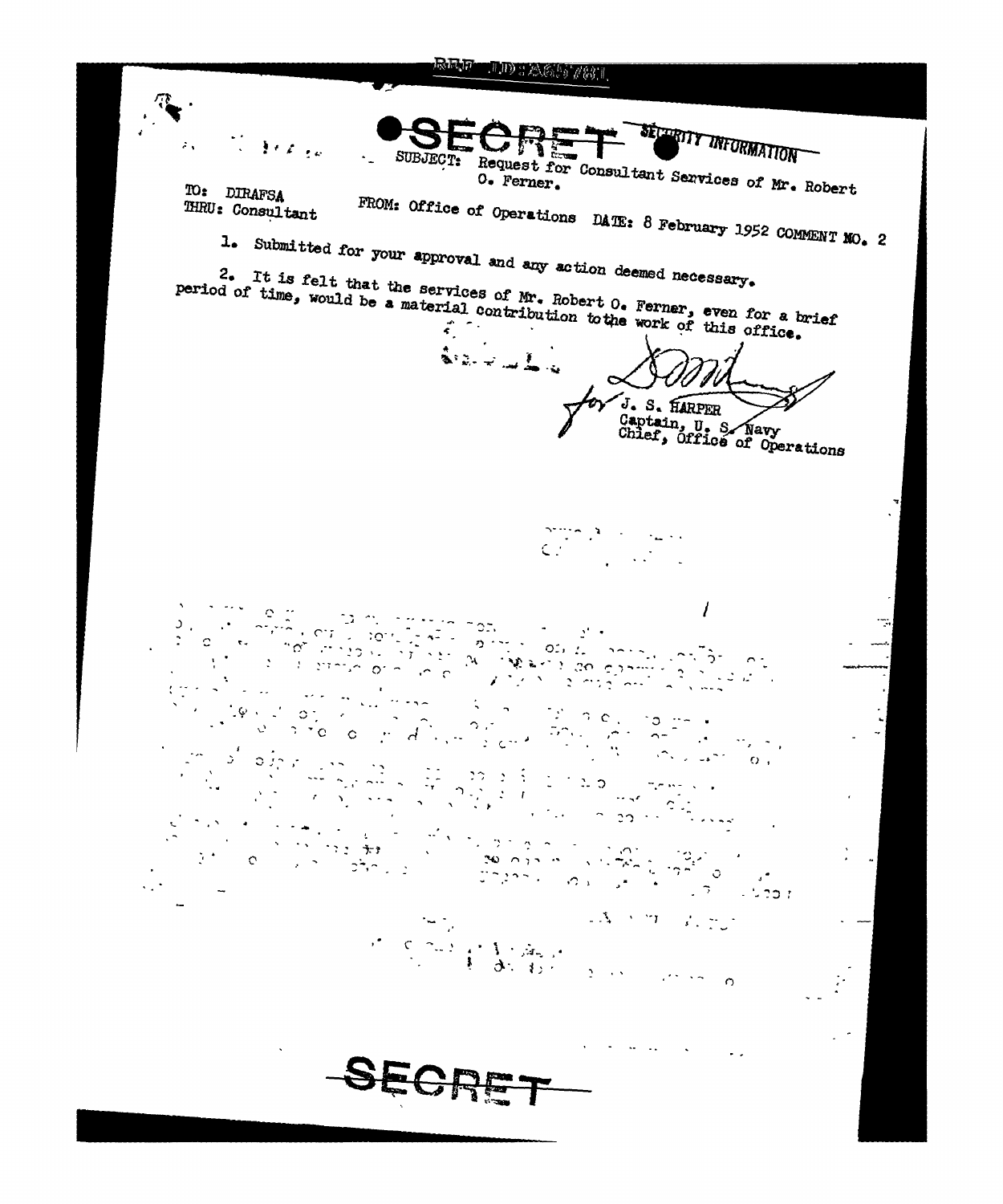**SECRET** SECURITY INFORMATION

SUBJECT: Request for Consultant Services of Mr. Robert O. Ferner.

TO: DIRAFSA
THRU: Consultant

FROM: Office of Operations DATE: 8 February 1952 COMMENT NO. 2

1. Submitted for your approval and any action deemed necessary.

2. It is felt that the services of Mr. Robert O. Ferner, even for a brief period of time, would be a material contribution to the work of this office.

for J. S. HARPER
Captain, U. S. Navy
Chief, Office of Operations

**SECRET**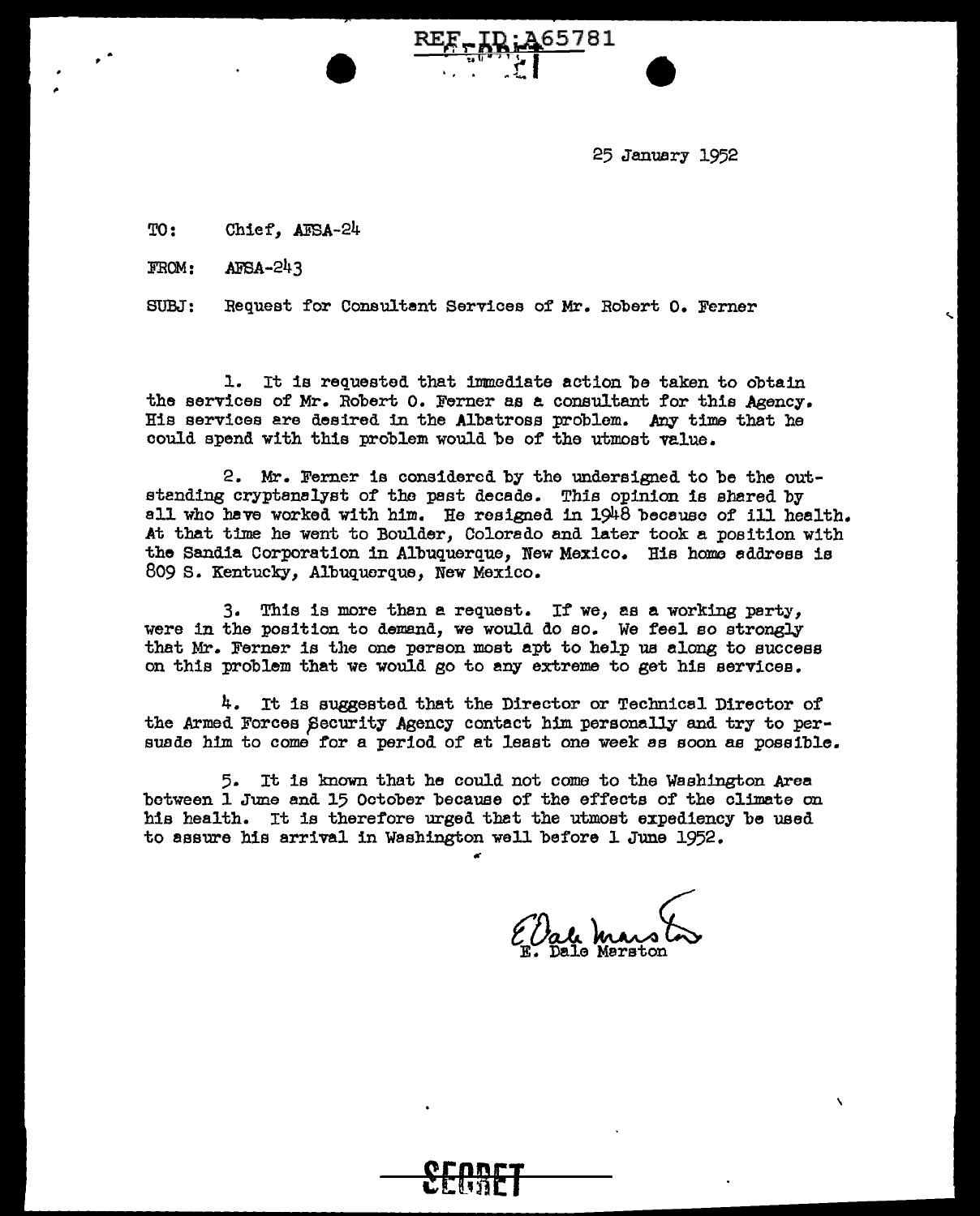REF ID:A65781

25 January 1952

TO: Chief, AFSA-24

FROM: AFSA-243

SUBJ: Request for Consultant Services of Mr. Robert O. Ferner

1. It is requested that immediate action be taken to obtain the services of Mr. Robert O. Ferner as a consultant for this Agency. His services are desired in the Albatross problem. Any time that he could spend with this problem would be of the utmost value.

2. Mr. Ferner is considered by the undersigned to be the outstanding cryptanalyst of the past decade. This opinion is shared by all who have worked with him. He resigned in 1948 because of ill health. At that time he went to Boulder, Colorado and later took a position with the Sandia Corporation in Albuquerque, New Mexico. His home address is 809 S. Kentucky, Albuquerque, New Mexico.

3. This is more than a request. If we, as a working party, were in the position to demand, we would do so. We feel so strongly that Mr. Ferner is the one person most apt to help us along to success on this problem that we would go to any extreme to get his services.

4. It is suggested that the Director or Technical Director of the Armed Forces Security Agency contact him personally and try to persuade him to come for a period of at least one week as soon as possible.

5. It is known that he could not come to the Washington Area between 1 June and 15 October because of the effects of the climate on his health. It is therefore urged that the utmost expediency be used to assure his arrival in Washington well before 1 June 1952.

E. Dale Marston
E. Dale Marston

SECRET